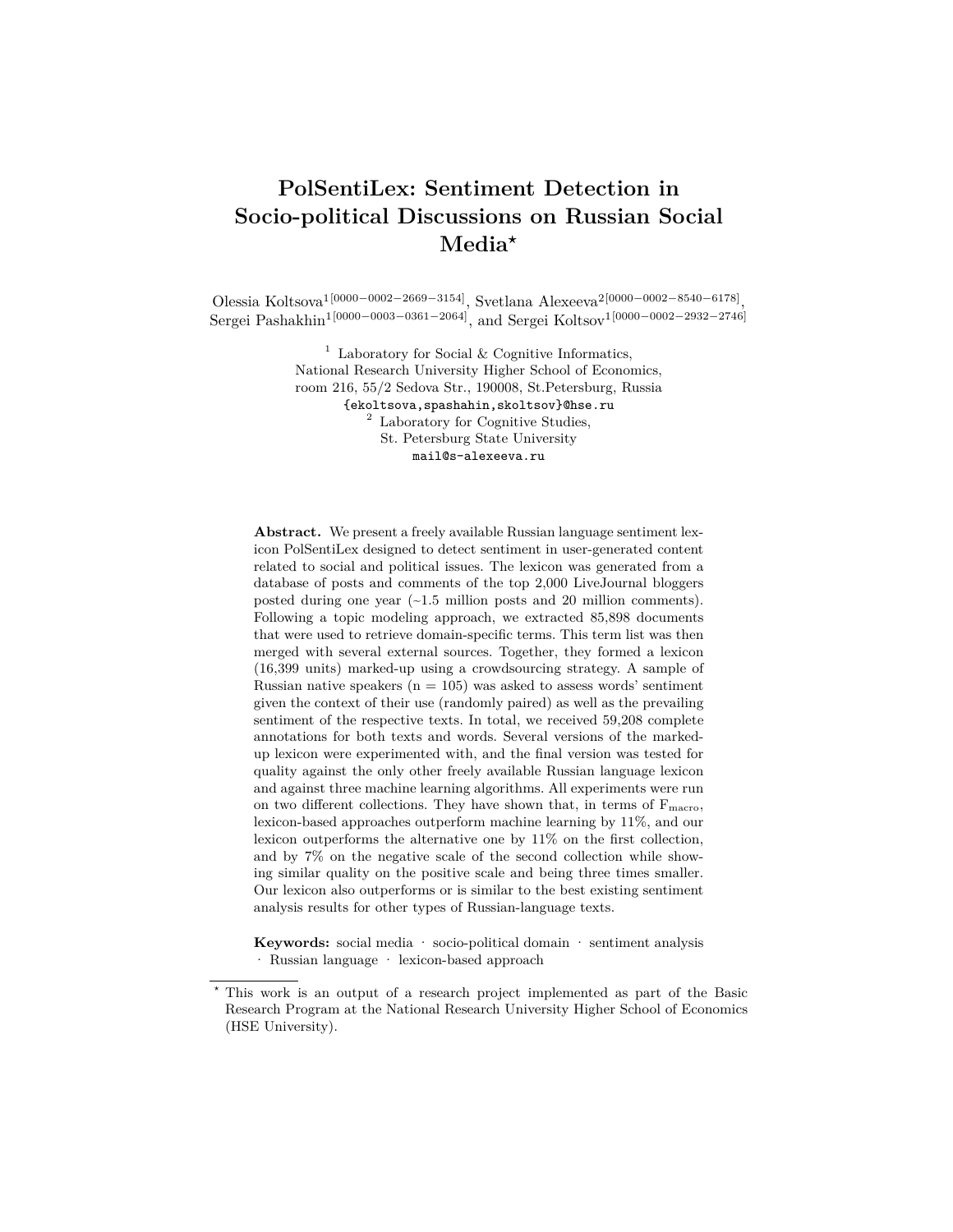# PolSentiLex: Sentiment Detection in Socio-political Discussions on Russian Social Media*

Olessia Koltsova[1] [0000−0002−2669−3154], Svetlana Alexeeva[2] [0000−0002−8540−6178], Sergei Pashakhin[1] [0000−0003−0361−2064], and Sergei Koltsov[1] [0000−0002−2932−2746]

[1] Laboratory for Social & Cognitive Informatics,
National Research University Higher School of Economics,
room 216, 55/2 Sedova Str., 190008, St.Petersburg, Russia
{ekoltsova,spashahin,skoltsov}@hse.ru

[2] Laboratory for Cognitive Studies,
St. Petersburg State University
mail@s-alexeeva.ru

**Abstract.** We present a freely available Russian language sentiment lexicon PolSentiLex designed to detect sentiment in user-generated content related to social and political issues. The lexicon was generated from a database of posts and comments of the top 2,000 LiveJournal bloggers posted during one year (~1.5 million posts and 20 million comments). Following a topic modeling approach, we extracted 85,898 documents that were used to retrieve domain-specific terms. This term list was then merged with several external sources. Together, they formed a lexicon (16,399 units) marked-up using a crowdsourcing strategy. A sample of Russian native speakers (n = 105) was asked to assess words' sentiment given the context of their use (randomly paired) as well as the prevailing sentiment of the respective texts. In total, we received 59,208 complete annotations for both texts and words. Several versions of the marked-up lexicon were experimented with, and the final version was tested for quality against the only other freely available Russian language lexicon and against three machine learning algorithms. All experiments were run on two different collections. They have shown that, in terms of $F_{macro}$, lexicon-based approaches outperform machine learning by 11%, and our lexicon outperforms the alternative one by 11% on the first collection, and by 7% on the negative scale of the second collection while showing similar quality on the positive scale and being three times smaller. Our lexicon also outperforms or is similar to the best existing sentiment analysis results for other types of Russian-language texts.

**Keywords:** social media · socio-political domain · sentiment analysis · Russian language · lexicon-based approach

* This work is an output of a research project implemented as part of the Basic Research Program at the National Research University Higher School of Economics (HSE University).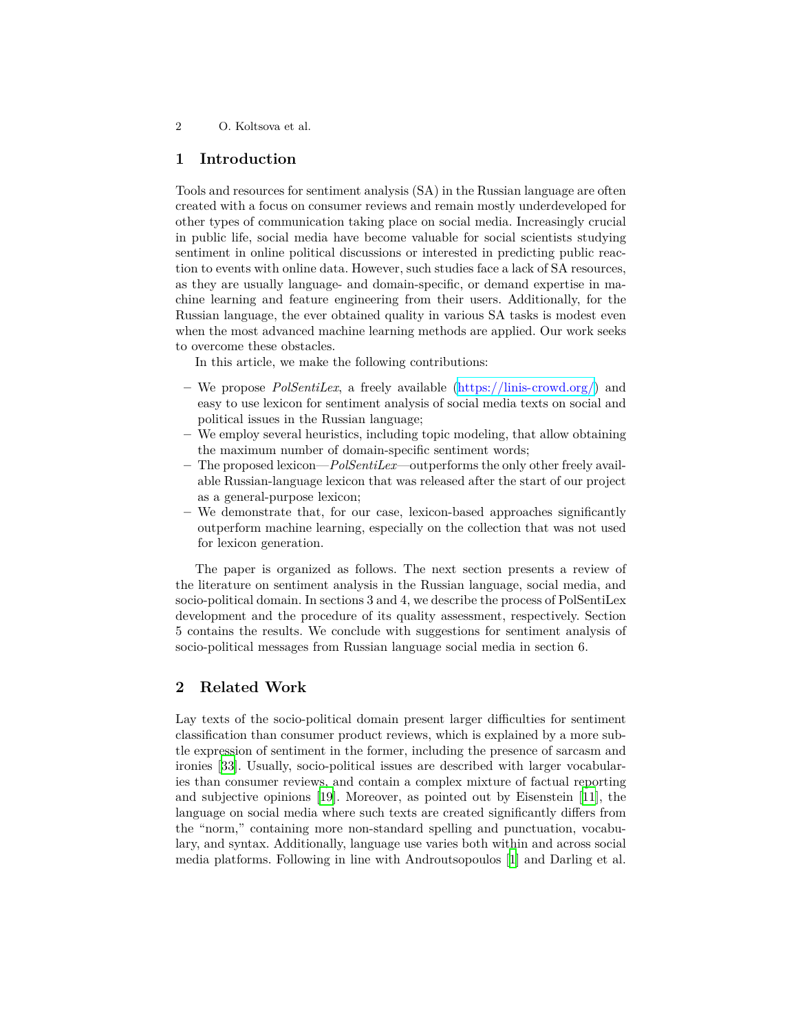## 1 Introduction

Tools and resources for sentiment analysis (SA) in the Russian language are often created with a focus on consumer reviews and remain mostly underdeveloped for other types of communication taking place on social media. Increasingly crucial in public life, social media have become valuable for social scientists studying sentiment in online political discussions or interested in predicting public reaction to events with online data. However, such studies face a lack of SA resources, as they are usually language- and domain-specific, or demand expertise in machine learning and feature engineering from their users. Additionally, for the Russian language, the ever obtained quality in various SA tasks is modest even when the most advanced machine learning methods are applied. Our work seeks to overcome these obstacles.

In this article, we make the following contributions:

- We propose *PolSentiLex*, a freely available (https://linis-crowd.org/) and easy to use lexicon for sentiment analysis of social media texts on social and political issues in the Russian language;
- We employ several heuristics, including topic modeling, that allow obtaining the maximum number of domain-specific sentiment words;
- The proposed lexicon—*PolSentiLex*—outperforms the only other freely available Russian-language lexicon that was released after the start of our project as a general-purpose lexicon;
- We demonstrate that, for our case, lexicon-based approaches significantly outperform machine learning, especially on the collection that was not used for lexicon generation.

The paper is organized as follows. The next section presents a review of the literature on sentiment analysis in the Russian language, social media, and socio-political domain. In sections 3 and 4, we describe the process of PolSentiLex development and the procedure of its quality assessment, respectively. Section 5 contains the results. We conclude with suggestions for sentiment analysis of socio-political messages from Russian language social media in section 6.

## 2 Related Work

Lay texts of the socio-political domain present larger difficulties for sentiment classification than consumer product reviews, which is explained by a more subtle expression of sentiment in the former, including the presence of sarcasm and ironies [33]. Usually, socio-political issues are described with larger vocabularies than consumer reviews, and contain a complex mixture of factual reporting and subjective opinions [19]. Moreover, as pointed out by Eisenstein [11], the language on social media where such texts are created significantly differs from the "norm," containing more non-standard spelling and punctuation, vocabulary, and syntax. Additionally, language use varies both within and across social media platforms. Following in line with Androutsopoulos [1] and Darling et al.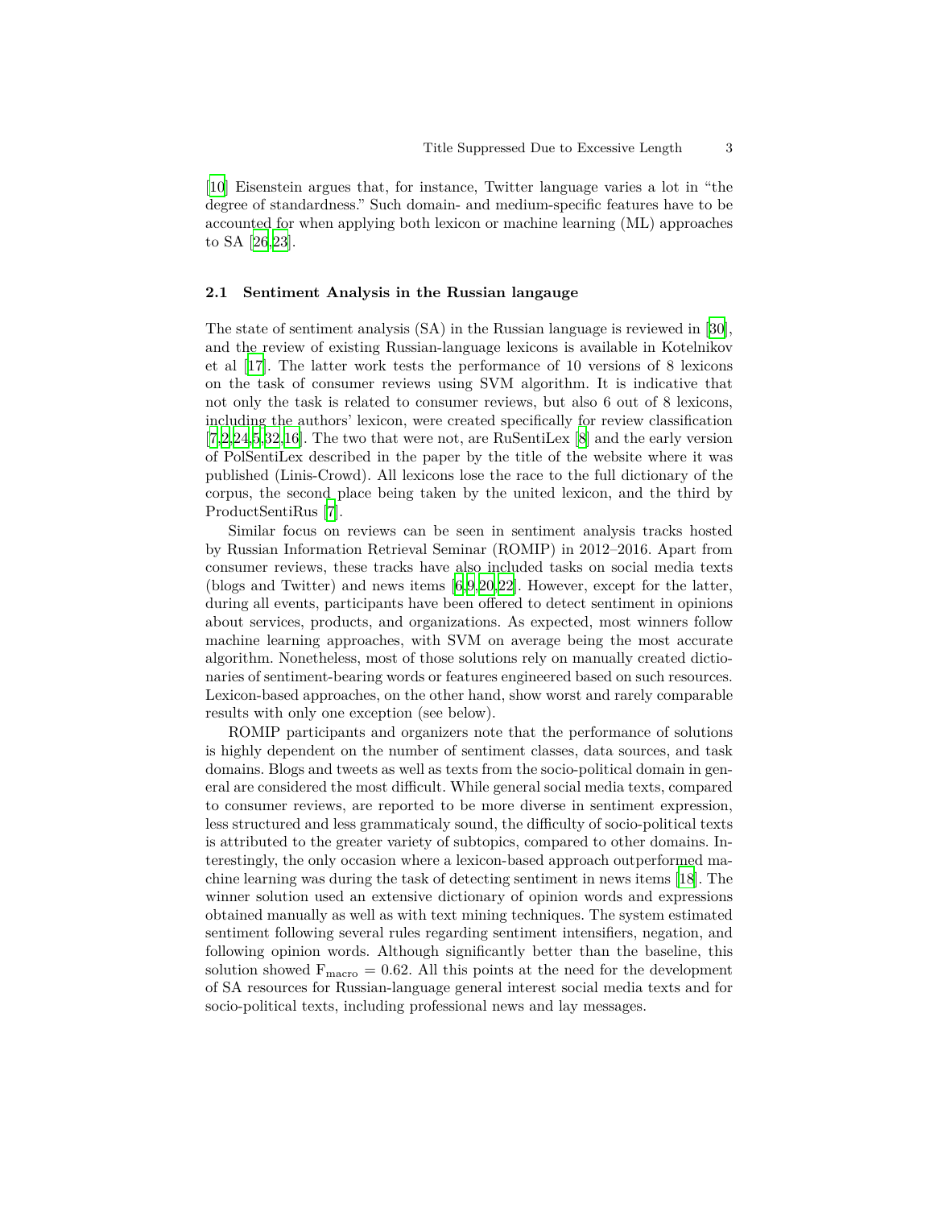[10] Eisenstein argues that, for instance, Twitter language varies a lot in "the degree of standardness." Such domain- and medium-specific features have to be accounted for when applying both lexicon or machine learning (ML) approaches to SA [26,23].

### 2.1 Sentiment Analysis in the Russian langauge

The state of sentiment analysis (SA) in the Russian language is reviewed in [30], and the review of existing Russian-language lexicons is available in Kotelnikov et al [17]. The latter work tests the performance of 10 versions of 8 lexicons on the task of consumer reviews using SVM algorithm. It is indicative that not only the task is related to consumer reviews, but also 6 out of 8 lexicons, including the authors' lexicon, were created specifically for review classification [7,2,24,5,32,16]. The two that were not, are RuSentiLex [8] and the early version of PolSentiLex described in the paper by the title of the website where it was published (Linis-Crowd). All lexicons lose the race to the full dictionary of the corpus, the second place being taken by the united lexicon, and the third by ProductSentiRus [7].

Similar focus on reviews can be seen in sentiment analysis tracks hosted by Russian Information Retrieval Seminar (ROMIP) in 2012–2016. Apart from consumer reviews, these tracks have also included tasks on social media texts (blogs and Twitter) and news items [6,9,20,22]. However, except for the latter, during all events, participants have been offered to detect sentiment in opinions about services, products, and organizations. As expected, most winners follow machine learning approaches, with SVM on average being the most accurate algorithm. Nonetheless, most of those solutions rely on manually created dictionaries of sentiment-bearing words or features engineered based on such resources. Lexicon-based approaches, on the other hand, show worst and rarely comparable results with only one exception (see below).

ROMIP participants and organizers note that the performance of solutions is highly dependent on the number of sentiment classes, data sources, and task domains. Blogs and tweets as well as texts from the socio-political domain in general are considered the most difficult. While general social media texts, compared to consumer reviews, are reported to be more diverse in sentiment expression, less structured and less grammaticaly sound, the difficulty of socio-political texts is attributed to the greater variety of subtopics, compared to other domains. Interestingly, the only occasion where a lexicon-based approach outperformed machine learning was during the task of detecting sentiment in news items [18]. The winner solution used an extensive dictionary of opinion words and expressions obtained manually as well as with text mining techniques. The system estimated sentiment following several rules regarding sentiment intensifiers, negation, and following opinion words. Although significantly better than the baseline, this solution showed $F_{macro} = 0.62$. All this points at the need for the development of SA resources for Russian-language general interest social media texts and for socio-political texts, including professional news and lay messages.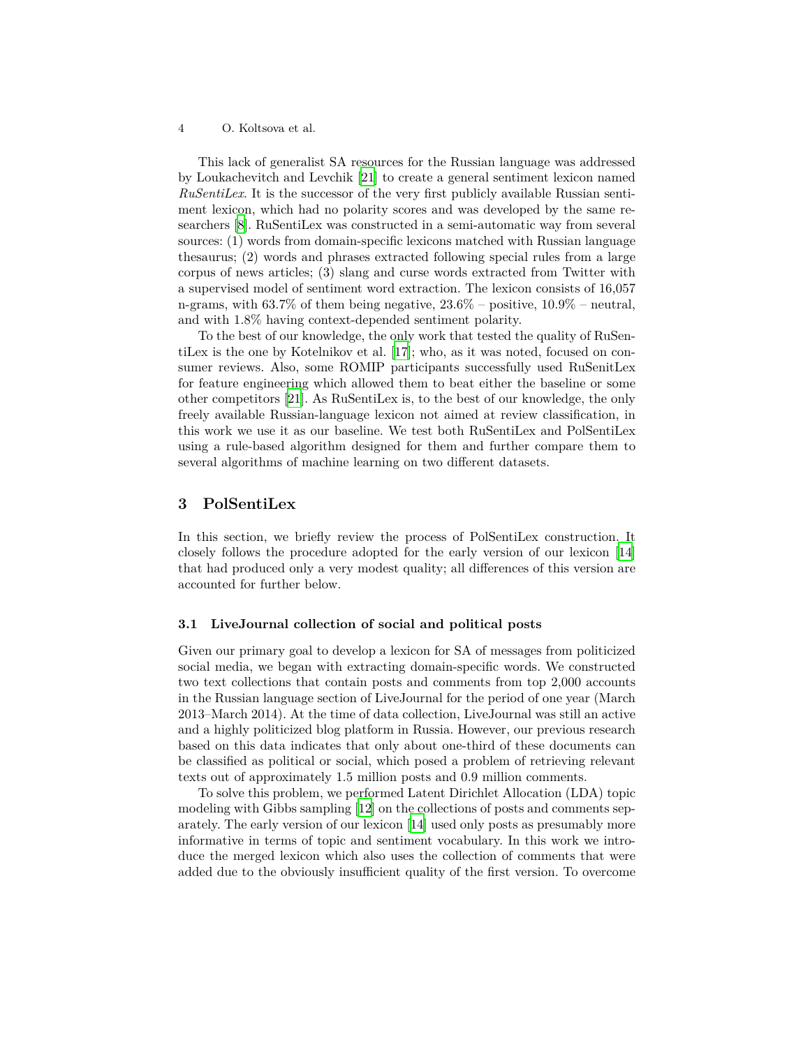This lack of generalist SA resources for the Russian language was addressed by Loukachevitch and Levchik [21] to create a general sentiment lexicon named *RuSentiLex*. It is the successor of the very first publicly available Russian sentiment lexicon, which had no polarity scores and was developed by the same researchers [8]. RuSentiLex was constructed in a semi-automatic way from several sources: (1) words from domain-specific lexicons matched with Russian language thesaurus; (2) words and phrases extracted following special rules from a large corpus of news articles; (3) slang and curse words extracted from Twitter with a supervised model of sentiment word extraction. The lexicon consists of 16,057 n-grams, with 63.7% of them being negative, 23.6% – positive, 10.9% – neutral, and with 1.8% having context-depended sentiment polarity.

To the best of our knowledge, the only work that tested the quality of RuSentiLex is the one by Kotelnikov et al. [17]; who, as it was noted, focused on consumer reviews. Also, some ROMIP participants successfully used RuSenitLex for feature engineering which allowed them to beat either the baseline or some other competitors [21]. As RuSentiLex is, to the best of our knowledge, the only freely available Russian-language lexicon not aimed at review classification, in this work we use it as our baseline. We test both RuSentiLex and PolSentiLex using a rule-based algorithm designed for them and further compare them to several algorithms of machine learning on two different datasets.

## 3 PolSentiLex

In this section, we briefly review the process of PolSentiLex construction. It closely follows the procedure adopted for the early version of our lexicon [14] that had produced only a very modest quality; all differences of this version are accounted for further below.

### 3.1 LiveJournal collection of social and political posts

Given our primary goal to develop a lexicon for SA of messages from politicized social media, we began with extracting domain-specific words. We constructed two text collections that contain posts and comments from top 2,000 accounts in the Russian language section of LiveJournal for the period of one year (March 2013–March 2014). At the time of data collection, LiveJournal was still an active and a highly politicized blog platform in Russia. However, our previous research based on this data indicates that only about one-third of these documents can be classified as political or social, which posed a problem of retrieving relevant texts out of approximately 1.5 million posts and 0.9 million comments.

To solve this problem, we performed Latent Dirichlet Allocation (LDA) topic modeling with Gibbs sampling [12] on the collections of posts and comments separately. The early version of our lexicon [14] used only posts as presumably more informative in terms of topic and sentiment vocabulary. In this work we introduce the merged lexicon which also uses the collection of comments that were added due to the obviously insufficient quality of the first version. To overcome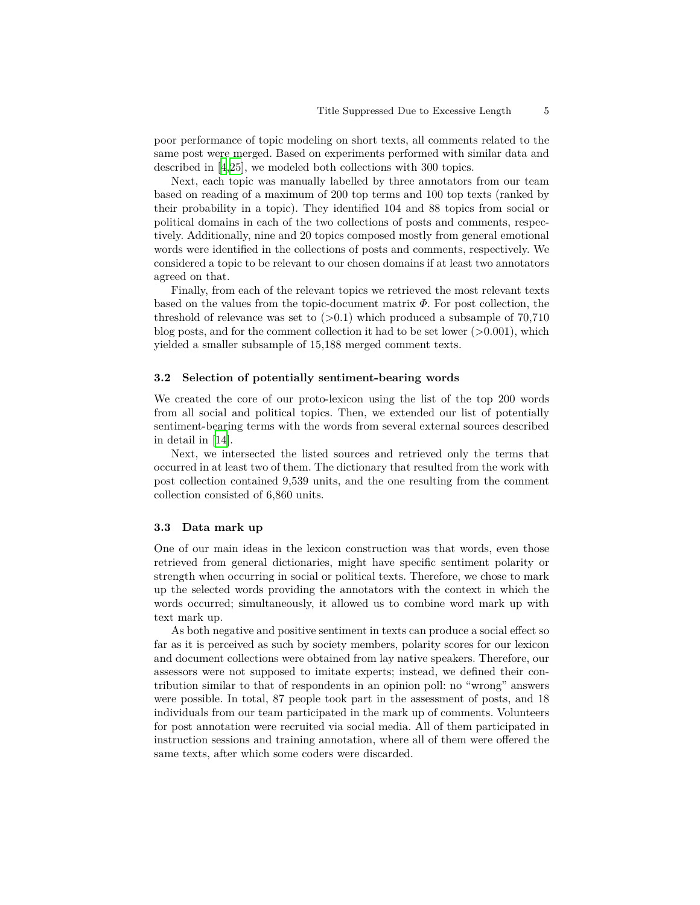poor performance of topic modeling on short texts, all comments related to the same post were merged. Based on experiments performed with similar data and described in [4,25], we modeled both collections with 300 topics.

Next, each topic was manually labelled by three annotators from our team based on reading of a maximum of 200 top terms and 100 top texts (ranked by their probability in a topic). They identified 104 and 88 topics from social or political domains in each of the two collections of posts and comments, respectively. Additionally, nine and 20 topics composed mostly from general emotional words were identified in the collections of posts and comments, respectively. We considered a topic to be relevant to our chosen domains if at least two annotators agreed on that.

Finally, from each of the relevant topics we retrieved the most relevant texts based on the values from the topic-document matrix $\Phi$. For post collection, the threshold of relevance was set to (>0.1) which produced a subsample of 70,710 blog posts, and for the comment collection it had to be set lower (>0.001), which yielded a smaller subsample of 15,188 merged comment texts.

### 3.2 Selection of potentially sentiment-bearing words

We created the core of our proto-lexicon using the list of the top 200 words from all social and political topics. Then, we extended our list of potentially sentiment-bearing terms with the words from several external sources described in detail in [14].

Next, we intersected the listed sources and retrieved only the terms that occurred in at least two of them. The dictionary that resulted from the work with post collection contained 9,539 units, and the one resulting from the comment collection consisted of 6,860 units.

### 3.3 Data mark up

One of our main ideas in the lexicon construction was that words, even those retrieved from general dictionaries, might have specific sentiment polarity or strength when occurring in social or political texts. Therefore, we chose to mark up the selected words providing the annotators with the context in which the words occurred; simultaneously, it allowed us to combine word mark up with text mark up.

As both negative and positive sentiment in texts can produce a social effect so far as it is perceived as such by society members, polarity scores for our lexicon and document collections were obtained from lay native speakers. Therefore, our assessors were not supposed to imitate experts; instead, we defined their contribution similar to that of respondents in an opinion poll: no "wrong" answers were possible. In total, 87 people took part in the assessment of posts, and 18 individuals from our team participated in the mark up of comments. Volunteers for post annotation were recruited via social media. All of them participated in instruction sessions and training annotation, where all of them were offered the same texts, after which some coders were discarded.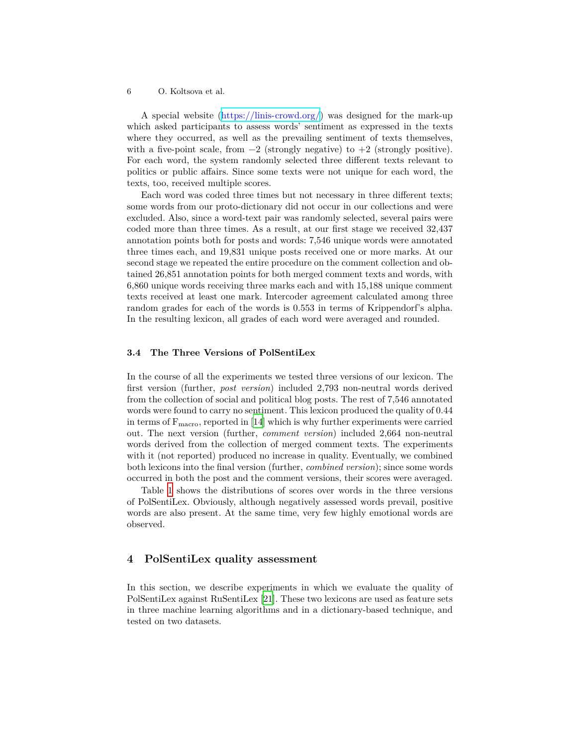A special website (https://linis-crowd.org/) was designed for the mark-up which asked participants to assess words' sentiment as expressed in the texts where they occurred, as well as the prevailing sentiment of texts themselves, with a five-point scale, from −2 (strongly negative) to +2 (strongly positive). For each word, the system randomly selected three different texts relevant to politics or public affairs. Since some texts were not unique for each word, the texts, too, received multiple scores.

Each word was coded three times but not necessary in three different texts; some words from our proto-dictionary did not occur in our collections and were excluded. Also, since a word-text pair was randomly selected, several pairs were coded more than three times. As a result, at our first stage we received 32,437 annotation points both for posts and words: 7,546 unique words were annotated three times each, and 19,831 unique posts received one or more marks. At our second stage we repeated the entire procedure on the comment collection and obtained 26,851 annotation points for both merged comment texts and words, with 6,860 unique words receiving three marks each and with 15,188 unique comment texts received at least one mark. Intercoder agreement calculated among three random grades for each of the words is 0.553 in terms of Krippendorf's alpha. In the resulting lexicon, all grades of each word were averaged and rounded.

### 3.4 The Three Versions of PolSentiLex

In the course of all the experiments we tested three versions of our lexicon. The first version (further, *post version*) included 2,793 non-neutral words derived from the collection of social and political blog posts. The rest of 7,546 annotated words were found to carry no sentiment. This lexicon produced the quality of 0.44 in terms of $F_{macro}$, reported in [14] which is why further experiments were carried out. The next version (further, *comment version*) included 2,664 non-neutral words derived from the collection of merged comment texts. The experiments with it (not reported) produced no increase in quality. Eventually, we combined both lexicons into the final version (further, *combined version*); since some words occurred in both the post and the comment versions, their scores were averaged.

Table 1 shows the distributions of scores over words in the three versions of PolSentiLex. Obviously, although negatively assessed words prevail, positive words are also present. At the same time, very few highly emotional words are observed.

## 4 PolSentiLex quality assessment

In this section, we describe experiments in which we evaluate the quality of PolSentiLex against RuSentiLex [21]. These two lexicons are used as feature sets in three machine learning algorithms and in a dictionary-based technique, and tested on two datasets.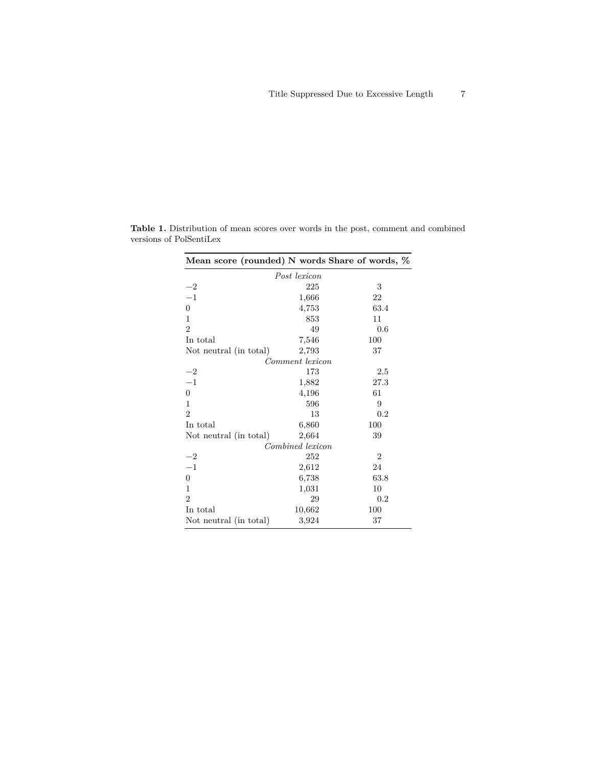**Table 1.** Distribution of mean scores over words in the post, comment and combined versions of PolSentiLex

| Mean score (rounded) | N words | Share of words, % |
|---|---|---|
| *Post lexicon* | | |
| −2 | 225 | 3 |
| −1 | 1,666 | 22 |
| 0 | 4,753 | 63.4 |
| 1 | 853 | 11 |
| 2 | 49 | 0.6 |
| In total | 7,546 | 100 |
| Not neutral (in total) | 2,793 | 37 |
| *Comment lexicon* | | |
| −2 | 173 | 2.5 |
| −1 | 1,882 | 27.3 |
| 0 | 4,196 | 61 |
| 1 | 596 | 9 |
| 2 | 13 | 0.2 |
| In total | 6,860 | 100 |
| Not neutral (in total) | 2,664 | 39 |
| *Combined lexicon* | | |
| −2 | 252 | 2 |
| −1 | 2,612 | 24 |
| 0 | 6,738 | 63.8 |
| 1 | 1,031 | 10 |
| 2 | 29 | 0.2 |
| In total | 10,662 | 100 |
| Not neutral (in total) | 3,924 | 37 |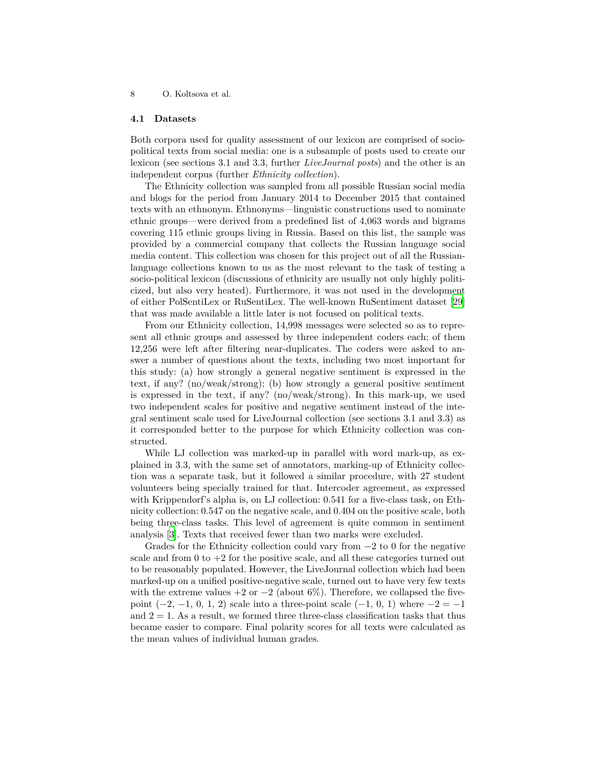### 4.1 Datasets

Both corpora used for quality assessment of our lexicon are comprised of socio-political texts from social media: one is a subsample of posts used to create our lexicon (see sections 3.1 and 3.3, further *LiveJournal posts*) and the other is an independent corpus (further *Ethnicity collection*).

The Ethnicity collection was sampled from all possible Russian social media and blogs for the period from January 2014 to December 2015 that contained texts with an ethnonym. Ethnonyms—linguistic constructions used to nominate ethnic groups—were derived from a predefined list of 4,063 words and bigrams covering 115 ethnic groups living in Russia. Based on this list, the sample was provided by a commercial company that collects the Russian language social media content. This collection was chosen for this project out of all the Russian-language collections known to us as the most relevant to the task of testing a socio-political lexicon (discussions of ethnicity are usually not only highly politicized, but also very heated). Furthermore, it was not used in the development of either PolSentiLex or RuSentiLex. The well-known RuSentiment dataset [29] that was made available a little later is not focused on political texts.

From our Ethnicity collection, 14,998 messages were selected so as to represent all ethnic groups and assessed by three independent coders each; of them 12,256 were left after filtering near-duplicates. The coders were asked to answer a number of questions about the texts, including two most important for this study: (a) how strongly a general negative sentiment is expressed in the text, if any? (no/weak/strong); (b) how strongly a general positive sentiment is expressed in the text, if any? (no/weak/strong). In this mark-up, we used two independent scales for positive and negative sentiment instead of the integral sentiment scale used for LiveJournal collection (see sections 3.1 and 3.3) as it corresponded better to the purpose for which Ethnicity collection was constructed.

While LJ collection was marked-up in parallel with word mark-up, as explained in 3.3, with the same set of annotators, marking-up of Ethnicity collection was a separate task, but it followed a similar procedure, with 27 student volunteers being specially trained for that. Intercoder agreement, as expressed with Krippendorf's alpha is, on LJ collection: 0.541 for a five-class task, on Ethnicity collection: 0.547 on the negative scale, and 0.404 on the positive scale, both being three-class tasks. This level of agreement is quite common in sentiment analysis [3]. Texts that received fewer than two marks were excluded.

Grades for the Ethnicity collection could vary from $-2$ to 0 for the negative scale and from 0 to $+2$ for the positive scale, and all these categories turned out to be reasonably populated. However, the LiveJournal collection which had been marked-up on a unified positive-negative scale, turned out to have very few texts with the extreme values $+2$ or $-2$ (about 6%). Therefore, we collapsed the five-point ($-2$, $-1$, 0, 1, 2) scale into a three-point scale ($-1$, 0, 1) where $-2 = -1$ and $2 = 1$. As a result, we formed three three-class classification tasks that thus became easier to compare. Final polarity scores for all texts were calculated as the mean values of individual human grades.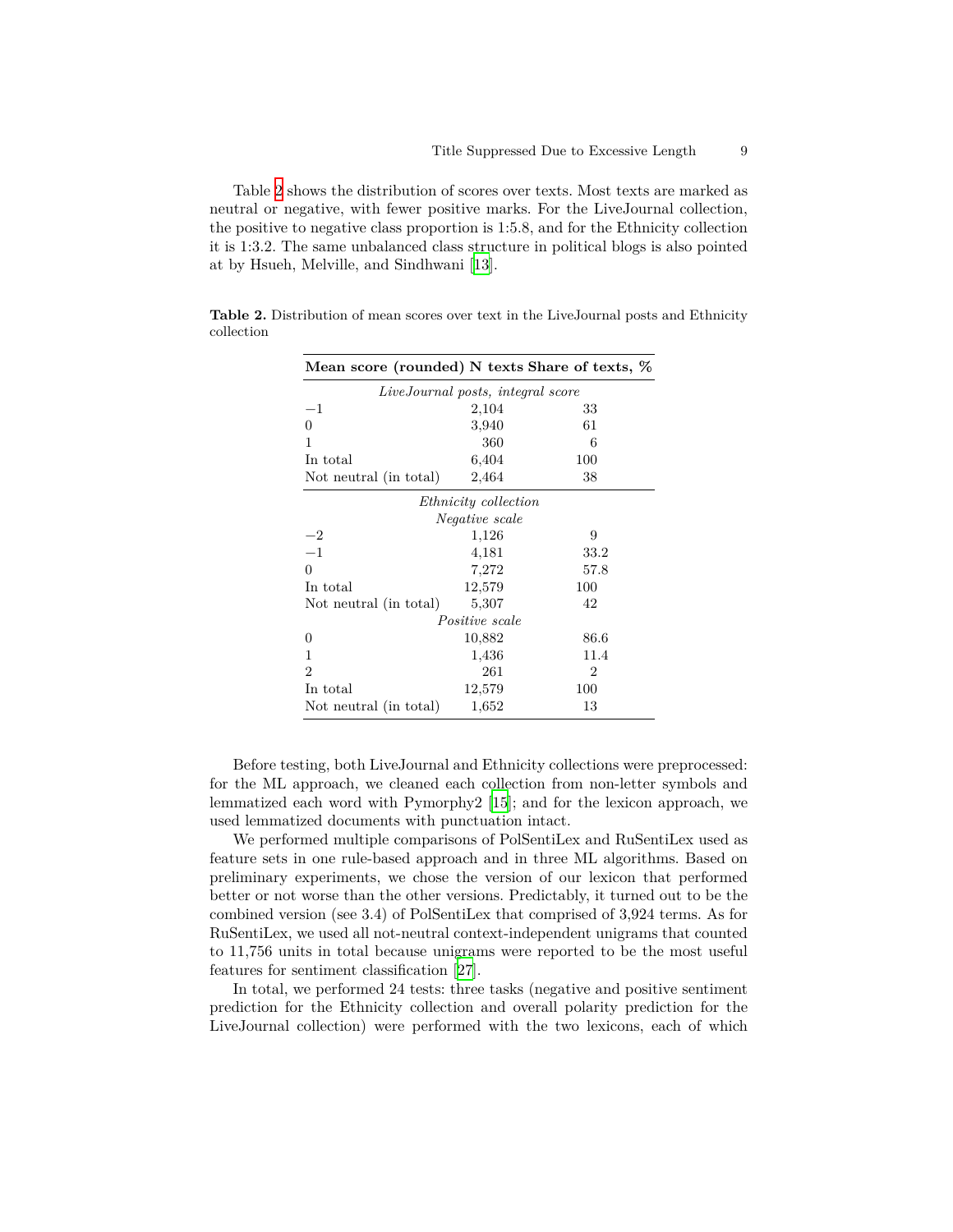Table 2 shows the distribution of scores over texts. Most texts are marked as neutral or negative, with fewer positive marks. For the LiveJournal collection, the positive to negative class proportion is 1:5.8, and for the Ethnicity collection it is 1:3.2. The same unbalanced class structure in political blogs is also pointed at by Hsueh, Melville, and Sindhwani [13].

**Table 2.** Distribution of mean scores over text in the LiveJournal posts and Ethnicity collection

| Mean score (rounded) | N texts | Share of texts, % |
|---|---|---|
| *LiveJournal posts, integral score* | | |
| −1 | 2,104 | 33 |
| 0 | 3,940 | 61 |
| 1 | 360 | 6 |
| In total | 6,404 | 100 |
| Not neutral (in total) | 2,464 | 38 |
| *Ethnicity collection* | | |
| *Negative scale* | | |
| −2 | 1,126 | 9 |
| −1 | 4,181 | 33.2 |
| 0 | 7,272 | 57.8 |
| In total | 12,579 | 100 |
| Not neutral (in total) | 5,307 | 42 |
| *Positive scale* | | |
| 0 | 10,882 | 86.6 |
| 1 | 1,436 | 11.4 |
| 2 | 261 | 2 |
| In total | 12,579 | 100 |
| Not neutral (in total) | 1,652 | 13 |

Before testing, both LiveJournal and Ethnicity collections were preprocessed: for the ML approach, we cleaned each collection from non-letter symbols and lemmatized each word with Pymorphy2 [15]; and for the lexicon approach, we used lemmatized documents with punctuation intact.

We performed multiple comparisons of PolSentiLex and RuSentiLex used as feature sets in one rule-based approach and in three ML algorithms. Based on preliminary experiments, we chose the version of our lexicon that performed better or not worse than the other versions. Predictably, it turned out to be the combined version (see 3.4) of PolSentiLex that comprised of 3,924 terms. As for RuSentiLex, we used all not-neutral context-independent unigrams that counted to 11,756 units in total because unigrams were reported to be the most useful features for sentiment classification [27].

In total, we performed 24 tests: three tasks (negative and positive sentiment prediction for the Ethnicity collection and overall polarity prediction for the LiveJournal collection) were performed with the two lexicons, each of which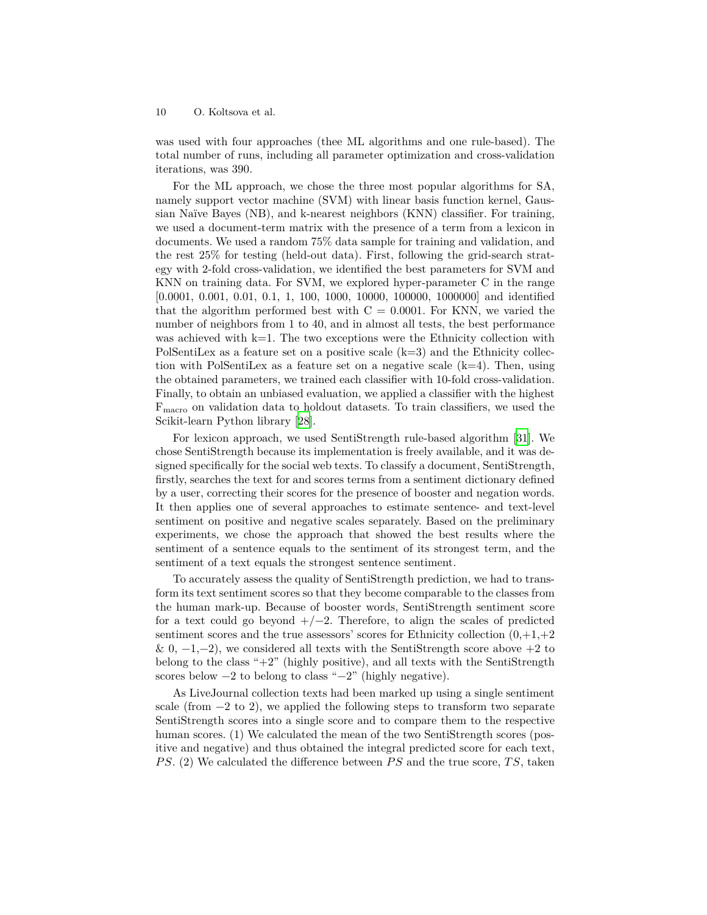was used with four approaches (thee ML algorithms and one rule-based). The total number of runs, including all parameter optimization and cross-validation iterations, was 390.

For the ML approach, we chose the three most popular algorithms for SA, namely support vector machine (SVM) with linear basis function kernel, Gaussian Naïve Bayes (NB), and k-nearest neighbors (KNN) classifier. For training, we used a document-term matrix with the presence of a term from a lexicon in documents. We used a random 75% data sample for training and validation, and the rest 25% for testing (held-out data). First, following the grid-search strategy with 2-fold cross-validation, we identified the best parameters for SVM and KNN on training data. For SVM, we explored hyper-parameter C in the range [0.0001, 0.001, 0.01, 0.1, 1, 100, 1000, 10000, 100000, 1000000] and identified that the algorithm performed best with C = 0.0001. For KNN, we varied the number of neighbors from 1 to 40, and in almost all tests, the best performance was achieved with k=1. The two exceptions were the Ethnicity collection with PolSentiLex as a feature set on a positive scale (k=3) and the Ethnicity collection with PolSentiLex as a feature set on a negative scale (k=4). Then, using the obtained parameters, we trained each classifier with 10-fold cross-validation. Finally, to obtain an unbiased evaluation, we applied a classifier with the highest $F_{macro}$ on validation data to holdout datasets. To train classifiers, we used the Scikit-learn Python library [28].

For lexicon approach, we used SentiStrength rule-based algorithm [31]. We chose SentiStrength because its implementation is freely available, and it was designed specifically for the social web texts. To classify a document, SentiStrength, firstly, searches the text for and scores terms from a sentiment dictionary defined by a user, correcting their scores for the presence of booster and negation words. It then applies one of several approaches to estimate sentence- and text-level sentiment on positive and negative scales separately. Based on the preliminary experiments, we chose the approach that showed the best results where the sentiment of a sentence equals to the sentiment of its strongest term, and the sentiment of a text equals the strongest sentence sentiment.

To accurately assess the quality of SentiStrength prediction, we had to transform its text sentiment scores so that they become comparable to the classes from the human mark-up. Because of booster words, SentiStrength sentiment score for a text could go beyond +/−2. Therefore, to align the scales of predicted sentiment scores and the true assessors' scores for Ethnicity collection (0,+1,+2 & 0, −1,−2), we considered all texts with the SentiStrength score above +2 to belong to the class "+2" (highly positive), and all texts with the SentiStrength scores below −2 to belong to class "−2" (highly negative).

As LiveJournal collection texts had been marked up using a single sentiment scale (from −2 to 2), we applied the following steps to transform two separate SentiStrength scores into a single score and to compare them to the respective human scores. (1) We calculated the mean of the two SentiStrength scores (positive and negative) and thus obtained the integral predicted score for each text, $PS$. (2) We calculated the difference between $PS$ and the true score, $TS$, taken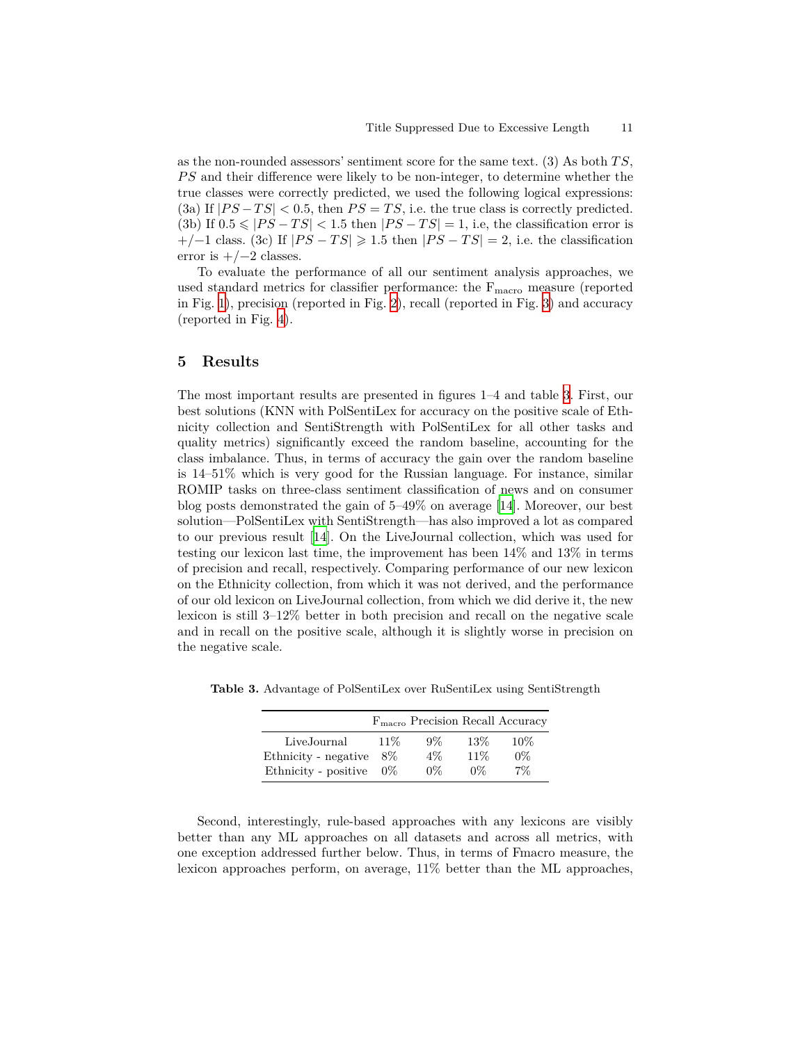as the non-rounded assessors' sentiment score for the same text. (3) As both $TS$, $PS$ and their difference were likely to be non-integer, to determine whether the true classes were correctly predicted, we used the following logical expressions: (3a) If $|PS - TS| < 0.5$, then $PS = TS$, i.e. the true class is correctly predicted. (3b) If $0.5 \leqslant |PS - TS| < 1.5$ then $|PS - TS| = 1$, i.e, the classification error is $+/-1$ class. (3c) If $|PS - TS| \geqslant 1.5$ then $|PS - TS| = 2$, i.e. the classification error is $+/-2$ classes.

To evaluate the performance of all our sentiment analysis approaches, we used standard metrics for classifier performance: the $F_{macro}$ measure (reported in Fig. 1), precision (reported in Fig. 2), recall (reported in Fig. 3) and accuracy (reported in Fig. 4).

## 5 Results

The most important results are presented in figures 1–4 and table 3. First, our best solutions (KNN with PolSentiLex for accuracy on the positive scale of Ethnicity collection and SentiStrength with PolSentiLex for all other tasks and quality metrics) significantly exceed the random baseline, accounting for the class imbalance. Thus, in terms of accuracy the gain over the random baseline is 14–51% which is very good for the Russian language. For instance, similar ROMIP tasks on three-class sentiment classification of news and on consumer blog posts demonstrated the gain of 5–49% on average [14]. Moreover, our best solution—PolSentiLex with SentiStrength—has also improved a lot as compared to our previous result [14]. On the LiveJournal collection, which was used for testing our lexicon last time, the improvement has been 14% and 13% in terms of precision and recall, respectively. Comparing performance of our new lexicon on the Ethnicity collection, from which it was not derived, and the performance of our old lexicon on LiveJournal collection, from which we did derive it, the new lexicon is still 3–12% better in both precision and recall on the negative scale and in recall on the positive scale, although it is slightly worse in precision on the negative scale.

**Table 3.** Advantage of PolSentiLex over RuSentiLex using SentiStrength

| | $F_{macro}$ | Precision | Recall | Accuracy |
|---|---|---|---|---|
| LiveJournal | 11% | 9% | 13% | 10% |
| Ethnicity - negative | 8% | 4% | 11% | 0% |
| Ethnicity - positive | 0% | 0% | 0% | 7% |

Second, interestingly, rule-based approaches with any lexicons are visibly better than any ML approaches on all datasets and across all metrics, with one exception addressed further below. Thus, in terms of Fmacro measure, the lexicon approaches perform, on average, 11% better than the ML approaches,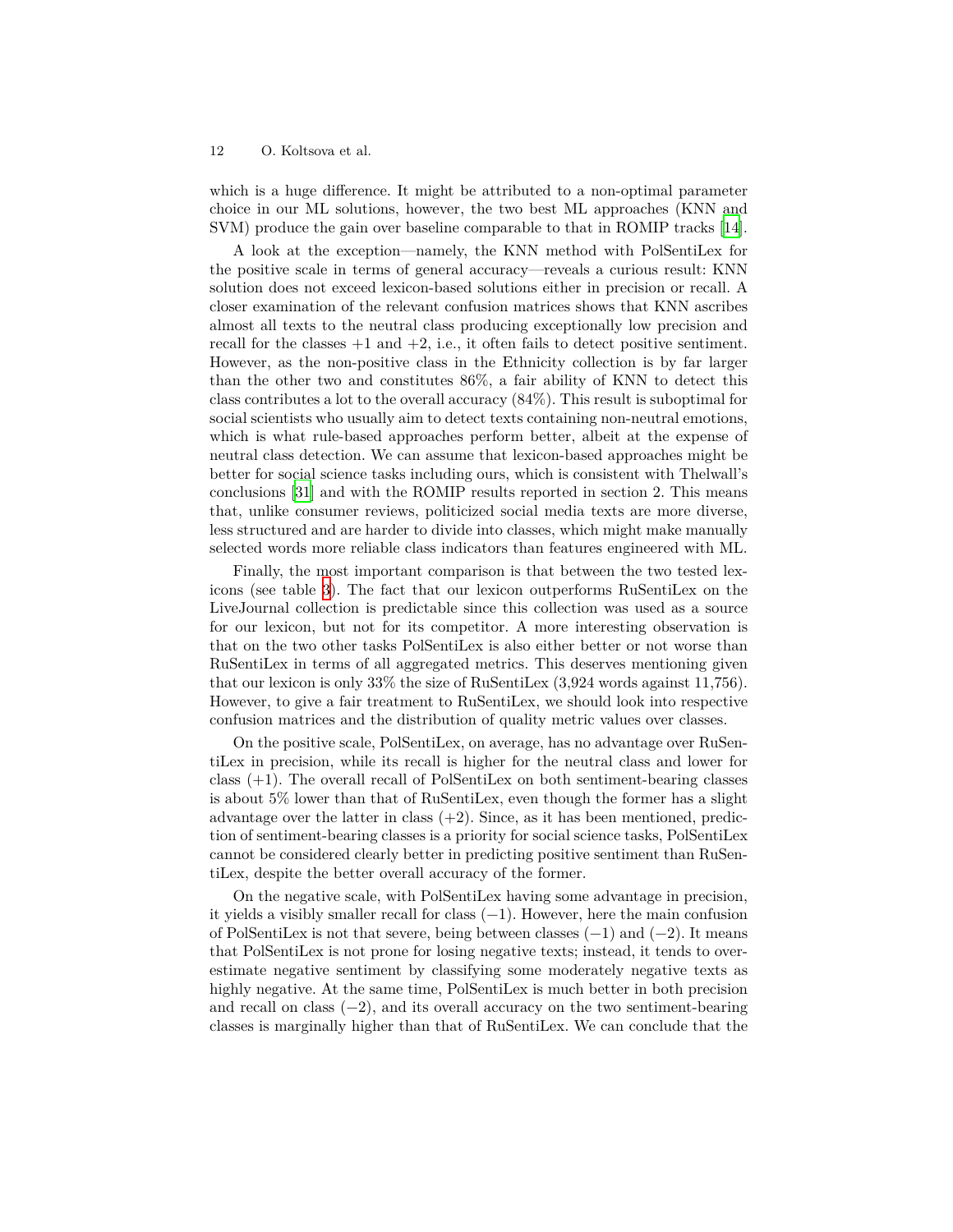which is a huge difference. It might be attributed to a non-optimal parameter choice in our ML solutions, however, the two best ML approaches (KNN and SVM) produce the gain over baseline comparable to that in ROMIP tracks [14].

A look at the exception—namely, the KNN method with PolSentiLex for the positive scale in terms of general accuracy—reveals a curious result: KNN solution does not exceed lexicon-based solutions either in precision or recall. A closer examination of the relevant confusion matrices shows that KNN ascribes almost all texts to the neutral class producing exceptionally low precision and recall for the classes +1 and +2, i.e., it often fails to detect positive sentiment. However, as the non-positive class in the Ethnicity collection is by far larger than the other two and constitutes 86%, a fair ability of KNN to detect this class contributes a lot to the overall accuracy (84%). This result is suboptimal for social scientists who usually aim to detect texts containing non-neutral emotions, which is what rule-based approaches perform better, albeit at the expense of neutral class detection. We can assume that lexicon-based approaches might be better for social science tasks including ours, which is consistent with Thelwall's conclusions [31] and with the ROMIP results reported in section 2. This means that, unlike consumer reviews, politicized social media texts are more diverse, less structured and are harder to divide into classes, which might make manually selected words more reliable class indicators than features engineered with ML.

Finally, the most important comparison is that between the two tested lexicons (see table 3). The fact that our lexicon outperforms RuSentiLex on the LiveJournal collection is predictable since this collection was used as a source for our lexicon, but not for its competitor. A more interesting observation is that on the two other tasks PolSentiLex is also either better or not worse than RuSentiLex in terms of all aggregated metrics. This deserves mentioning given that our lexicon is only 33% the size of RuSentiLex (3,924 words against 11,756). However, to give a fair treatment to RuSentiLex, we should look into respective confusion matrices and the distribution of quality metric values over classes.

On the positive scale, PolSentiLex, on average, has no advantage over RuSentiLex in precision, while its recall is higher for the neutral class and lower for class (+1). The overall recall of PolSentiLex on both sentiment-bearing classes is about 5% lower than that of RuSentiLex, even though the former has a slight advantage over the latter in class (+2). Since, as it has been mentioned, prediction of sentiment-bearing classes is a priority for social science tasks, PolSentiLex cannot be considered clearly better in predicting positive sentiment than RuSentiLex, despite the better overall accuracy of the former.

On the negative scale, with PolSentiLex having some advantage in precision, it yields a visibly smaller recall for class (−1). However, here the main confusion of PolSentiLex is not that severe, being between classes (−1) and (−2). It means that PolSentiLex is not prone for losing negative texts; instead, it tends to overestimate negative sentiment by classifying some moderately negative texts as highly negative. At the same time, PolSentiLex is much better in both precision and recall on class (−2), and its overall accuracy on the two sentiment-bearing classes is marginally higher than that of RuSentiLex. We can conclude that the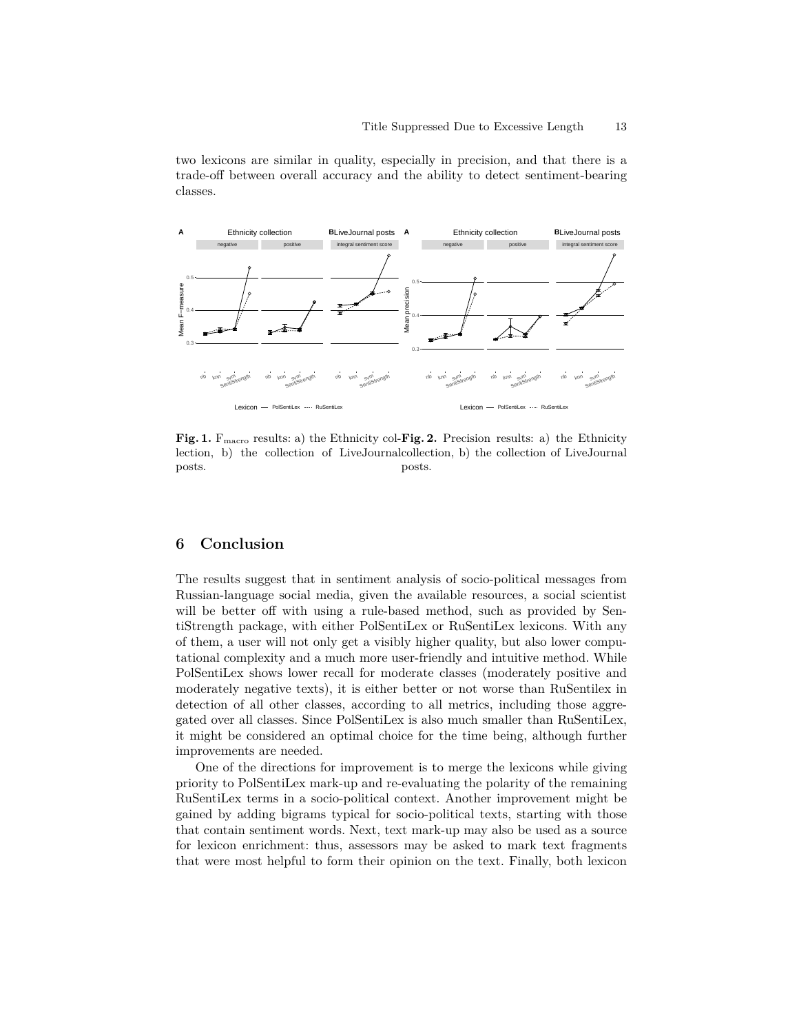two lexicons are similar in quality, especially in precision, and that there is a trade-off between overall accuracy and the ability to detect sentiment-bearing classes.

**Fig. 1.** $F_{macro}$ results: a) the Ethnicity collection, b) the collection of LiveJournal posts.

**Fig. 2.** Precision results: a) the Ethnicity collection, b) the collection of LiveJournal posts.

## 6 Conclusion

The results suggest that in sentiment analysis of socio-political messages from Russian-language social media, given the available resources, a social scientist will be better off with using a rule-based method, such as provided by SentiStrength package, with either PolSentiLex or RuSentiLex lexicons. With any of them, a user will not only get a visibly higher quality, but also lower computational complexity and a much more user-friendly and intuitive method. While PolSentiLex shows lower recall for moderate classes (moderately positive and moderately negative texts), it is either better or not worse than RuSentilex in detection of all other classes, according to all metrics, including those aggregated over all classes. Since PolSentiLex is also much smaller than RuSentiLex, it might be considered an optimal choice for the time being, although further improvements are needed.

One of the directions for improvement is to merge the lexicons while giving priority to PolSentiLex mark-up and re-evaluating the polarity of the remaining RuSentiLex terms in a socio-political context. Another improvement might be gained by adding bigrams typical for socio-political texts, starting with those that contain sentiment words. Next, text mark-up may also be used as a source for lexicon enrichment: thus, assessors may be asked to mark text fragments that were most helpful to form their opinion on the text. Finally, both lexicon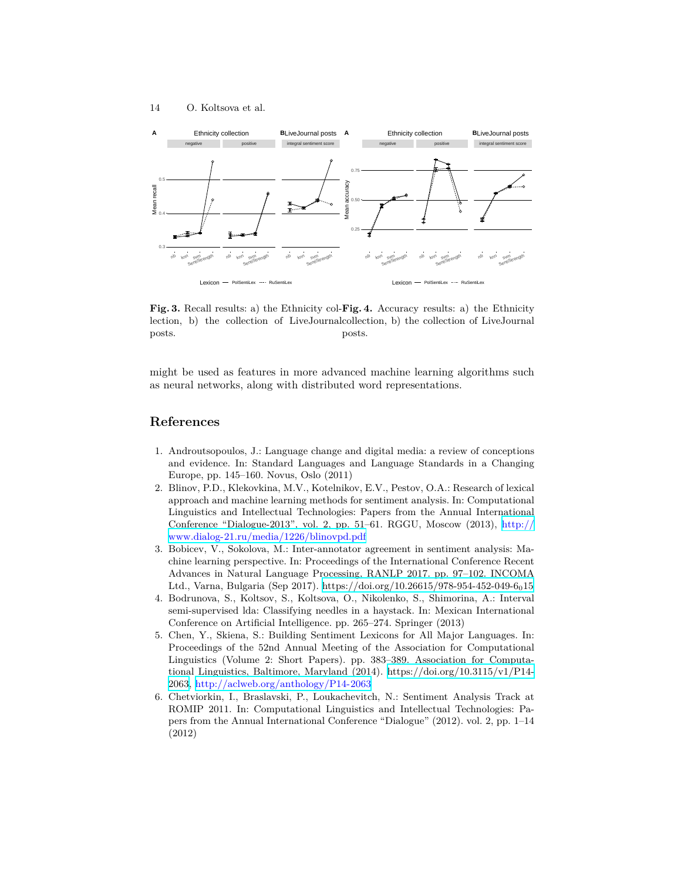**Fig. 3.** Recall results: a) the Ethnicity collection, b) the collection of LiveJournal posts.

**Fig. 4.** Accuracy results: a) the Ethnicity collection, b) the collection of LiveJournal posts.

might be used as features in more advanced machine learning algorithms such as neural networks, along with distributed word representations.

## References

1. Androutsopoulos, J.: Language change and digital media: a review of conceptions and evidence. In: Standard Languages and Language Standards in a Changing Europe, pp. 145–160. Novus, Oslo (2011)
2. Blinov, P.D., Klekovkina, M.V., Kotelnikov, E.V., Pestov, O.A.: Research of lexical approach and machine learning methods for sentiment analysis. In: Computational Linguistics and Intellectual Technologies: Papers from the Annual International Conference "Dialogue-2013", vol. 2, pp. 51–61. RGGU, Moscow (2013), http://www.dialog-21.ru/media/1226/blinovpd.pdf
3. Bobicev, V., Sokolova, M.: Inter-annotator agreement in sentiment analysis: Machine learning perspective. In: Proceedings of the International Conference Recent Advances in Natural Language Processing, RANLP 2017. pp. 97–102. INCOMA Ltd., Varna, Bulgaria (Sep 2017). https://doi.org/10.26615/978-954-452-049-6_015
4. Bodrunova, S., Koltsov, S., Koltsova, O., Nikolenko, S., Shimorina, A.: Interval semi-supervised lda: Classifying needles in a haystack. In: Mexican International Conference on Artificial Intelligence. pp. 265–274. Springer (2013)
5. Chen, Y., Skiena, S.: Building Sentiment Lexicons for All Major Languages. In: Proceedings of the 52nd Annual Meeting of the Association for Computational Linguistics (Volume 2: Short Papers). pp. 383–389. Association for Computational Linguistics, Baltimore, Maryland (2014). https://doi.org/10.3115/v1/P14-2063, http://aclweb.org/anthology/P14-2063
6. Chetviorkin, I., Braslavski, P., Loukachevitch, N.: Sentiment Analysis Track at ROMIP 2011. In: Computational Linguistics and Intellectual Technologies: Papers from the Annual International Conference "Dialogue" (2012). vol. 2, pp. 1–14 (2012)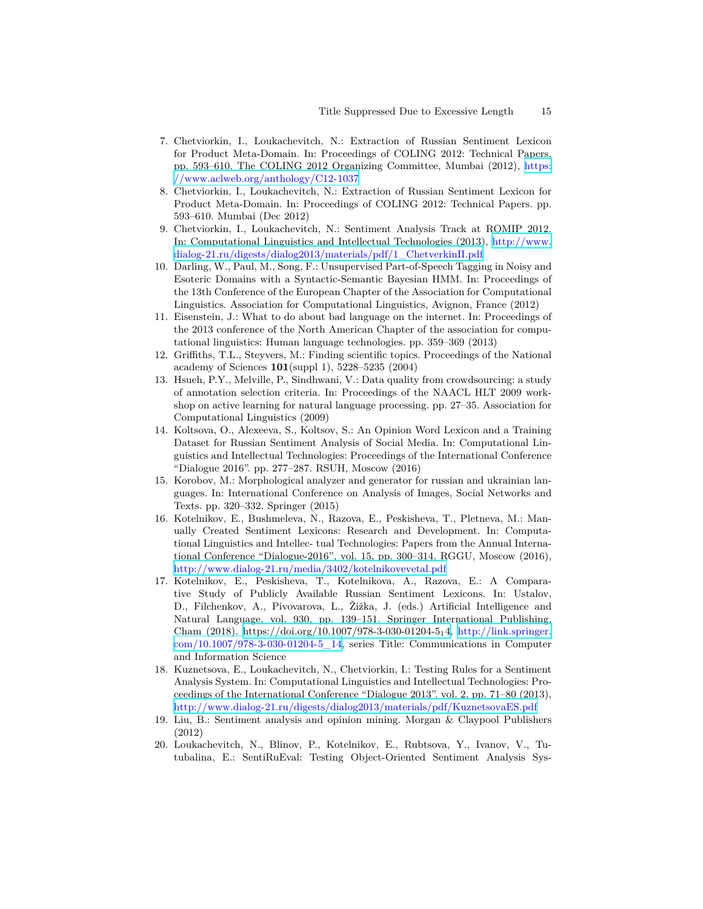7. Chetviorkin, I., Loukachevitch, N.: Extraction of Russian Sentiment Lexicon for Product Meta-Domain. In: Proceedings of COLING 2012: Technical Papers. pp. 593–610. The COLING 2012 Organizing Committee, Mumbai (2012), https://www.aclweb.org/anthology/C12-1037
8. Chetviorkin, I., Loukachevitch, N.: Extraction of Russian Sentiment Lexicon for Product Meta-Domain. In: Proceedings of COLING 2012: Technical Papers. pp. 593–610. Mumbai (Dec 2012)
9. Chetviorkin, I., Loukachevitch, N.: Sentiment Analysis Track at ROMIP 2012. In: Computational Linguistics and Intellectual Technologies (2013), http://www.dialog-21.ru/digests/dialog2013/materials/pdf/1_ChetverkinII.pdf
10. Darling, W., Paul, M., Song, F.: Unsupervised Part-of-Speech Tagging in Noisy and Esoteric Domains with a Syntactic-Semantic Bayesian HMM. In: Proceedings of the 13th Conference of the European Chapter of the Association for Computational Linguistics. Association for Computational Linguistics, Avignon, France (2012)
11. Eisenstein, J.: What to do about bad language on the internet. In: Proceedings of the 2013 conference of the North American Chapter of the association for computational linguistics: Human language technologies. pp. 359–369 (2013)
12. Griffiths, T.L., Steyvers, M.: Finding scientific topics. Proceedings of the National academy of Sciences **101**(suppl 1), 5228–5235 (2004)
13. Hsueh, P.Y., Melville, P., Sindhwani, V.: Data quality from crowdsourcing: a study of annotation selection criteria. In: Proceedings of the NAACL HLT 2009 workshop on active learning for natural language processing. pp. 27–35. Association for Computational Linguistics (2009)
14. Koltsova, O., Alexeeva, S., Koltsov, S.: An Opinion Word Lexicon and a Training Dataset for Russian Sentiment Analysis of Social Media. In: Computational Linguistics and Intellectual Technologies: Proceedings of the International Conference "Dialogue 2016". pp. 277–287. RSUH, Moscow (2016)
15. Korobov, M.: Morphological analyzer and generator for russian and ukrainian languages. In: International Conference on Analysis of Images, Social Networks and Texts. pp. 320–332. Springer (2015)
16. Kotelnikov, E., Bushmeleva, N., Razova, E., Peskisheva, T., Pletneva, M.: Manually Created Sentiment Lexicons: Research and Development. In: Computational Linguistics and Intellec- tual Technologies: Papers from the Annual International Conference "Dialogue-2016", vol. 15, pp. 300–314. RGGU, Moscow (2016), http://www.dialog-21.ru/media/3402/kotelnikovevetal.pdf
17. Kotelnikov, E., Peskisheva, T., Kotelnikova, A., Razova, E.: A Comparative Study of Publicly Available Russian Sentiment Lexicons. In: Ustalov, D., Filchenkov, A., Pivovarova, L., Žižka, J. (eds.) Artificial Intelligence and Natural Language, vol. 930, pp. 139–151. Springer International Publishing, Cham (2018). https://doi.org/10.1007/978-3-030-01204-5$_1$4, http://link.springer.com/10.1007/978-3-030-01204-5_14, series Title: Communications in Computer and Information Science
18. Kuznetsova, E., Loukachevitch, N., Chetviorkin, I.: Testing Rules for a Sentiment Analysis System. In: Computational Linguistics and Intellectual Technologies: Proceedings of the International Conference "Dialogue 2013". vol. 2, pp. 71–80 (2013), http://www.dialog-21.ru/digests/dialog2013/materials/pdf/KuznetsovaES.pdf
19. Liu, B.: Sentiment analysis and opinion mining. Morgan & Claypool Publishers (2012)
20. Loukachevitch, N., Blinov, P., Kotelnikov, E., Rubtsova, Y., Ivanov, V., Tutubalina, E.: SentiRuEval: Testing Object-Oriented Sentiment Analysis Sys-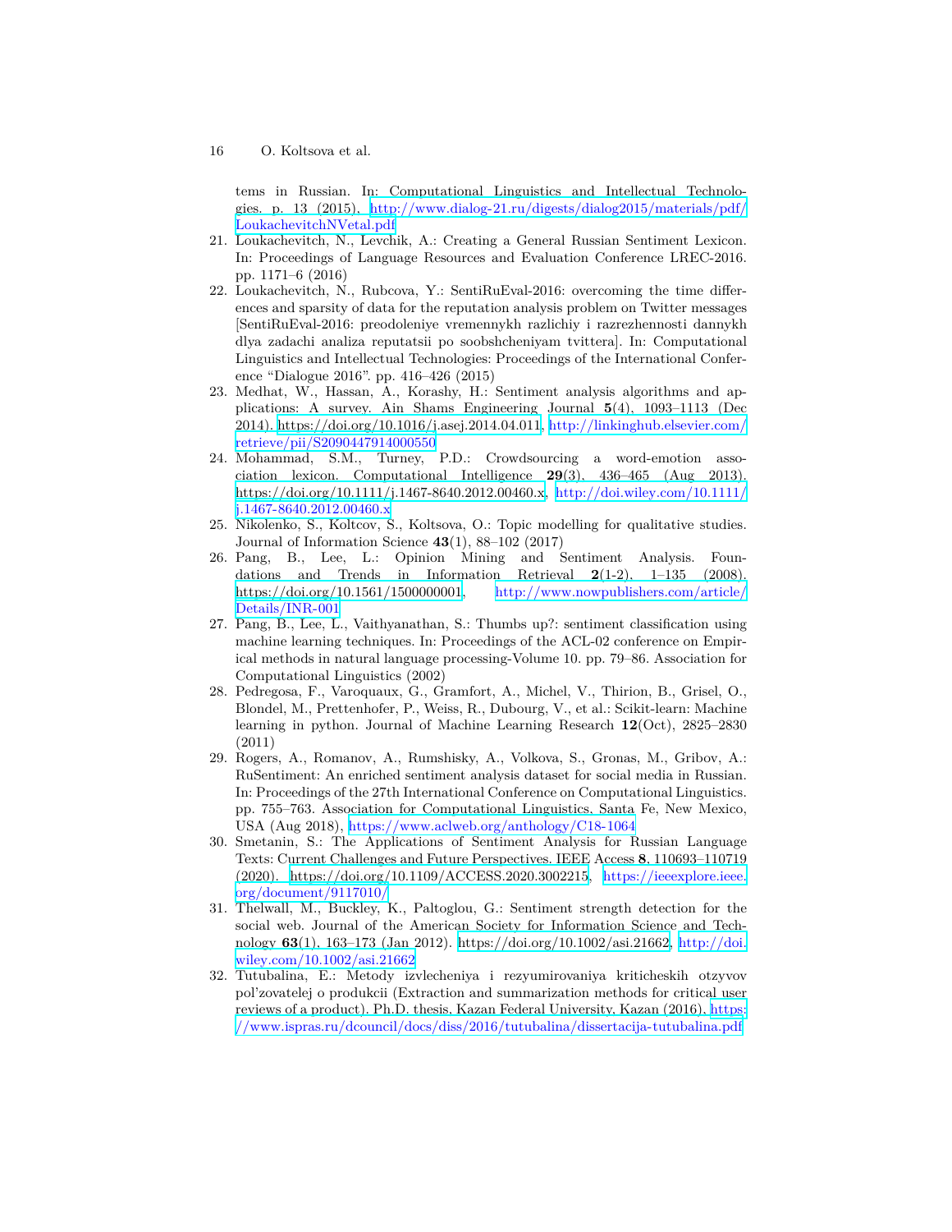tems in Russian. In: Computational Linguistics and Intellectual Technologies. p. 13 (2015), http://www.dialog-21.ru/digests/dialog2015/materials/pdf/LoukachevitchNVetal.pdf

21. Loukachevitch, N., Levchik, A.: Creating a General Russian Sentiment Lexicon. In: Proceedings of Language Resources and Evaluation Conference LREC-2016. pp. 1171–6 (2016)
22. Loukachevitch, N., Rubcova, Y.: SentiRuEval-2016: overcoming the time differences and sparsity of data for the reputation analysis problem on Twitter messages [SentiRuEval-2016: preodoleniye vremennykh razlichiy i razrezhennosti dannykh dlya zadachi analiza reputatsii po soobshcheniyam tvittera]. In: Computational Linguistics and Intellectual Technologies: Proceedings of the International Conference "Dialogue 2016". pp. 416–426 (2015)
23. Medhat, W., Hassan, A., Korashy, H.: Sentiment analysis algorithms and applications: A survey. Ain Shams Engineering Journal **5**(4), 1093–1113 (Dec 2014). https://doi.org/10.1016/j.asej.2014.04.011, http://linkinghub.elsevier.com/retrieve/pii/S2090447914000550
24. Mohammad, S.M., Turney, P.D.: Crowdsourcing a word-emotion association lexicon. Computational Intelligence **29**(3), 436–465 (Aug 2013). https://doi.org/10.1111/j.1467-8640.2012.00460.x, http://doi.wiley.com/10.1111/j.1467-8640.2012.00460.x
25. Nikolenko, S., Koltcov, S., Koltsova, O.: Topic modelling for qualitative studies. Journal of Information Science **43**(1), 88–102 (2017)
26. Pang, B., Lee, L.: Opinion Mining and Sentiment Analysis. Foundations and Trends in Information Retrieval **2**(1-2), 1–135 (2008). https://doi.org/10.1561/1500000001, http://www.nowpublishers.com/article/Details/INR-001
27. Pang, B., Lee, L., Vaithyanathan, S.: Thumbs up?: sentiment classification using machine learning techniques. In: Proceedings of the ACL-02 conference on Empirical methods in natural language processing-Volume 10. pp. 79–86. Association for Computational Linguistics (2002)
28. Pedregosa, F., Varoquaux, G., Gramfort, A., Michel, V., Thirion, B., Grisel, O., Blondel, M., Prettenhofer, P., Weiss, R., Dubourg, V., et al.: Scikit-learn: Machine learning in python. Journal of Machine Learning Research **12**(Oct), 2825–2830 (2011)
29. Rogers, A., Romanov, A., Rumshisky, A., Volkova, S., Gronas, M., Gribov, A.: RuSentiment: An enriched sentiment analysis dataset for social media in Russian. In: Proceedings of the 27th International Conference on Computational Linguistics. pp. 755–763. Association for Computational Linguistics, Santa Fe, New Mexico, USA (Aug 2018), https://www.aclweb.org/anthology/C18-1064
30. Smetanin, S.: The Applications of Sentiment Analysis for Russian Language Texts: Current Challenges and Future Perspectives. IEEE Access **8**, 110693–110719 (2020). https://doi.org/10.1109/ACCESS.2020.3002215, https://ieeexplore.ieee.org/document/9117010/
31. Thelwall, M., Buckley, K., Paltoglou, G.: Sentiment strength detection for the social web. Journal of the American Society for Information Science and Technology **63**(1), 163–173 (Jan 2012). https://doi.org/10.1002/asi.21662, http://doi.wiley.com/10.1002/asi.21662
32. Tutubalina, E.: Metody izvlecheniya i rezyumirovaniya kriticheskih otzyvov pol'zovatelej o produkcii (Extraction and summarization methods for critical user reviews of a product). Ph.D. thesis, Kazan Federal University, Kazan (2016), https://www.ispras.ru/dcouncil/docs/diss/2016/tutubalina/dissertacija-tutubalina.pdf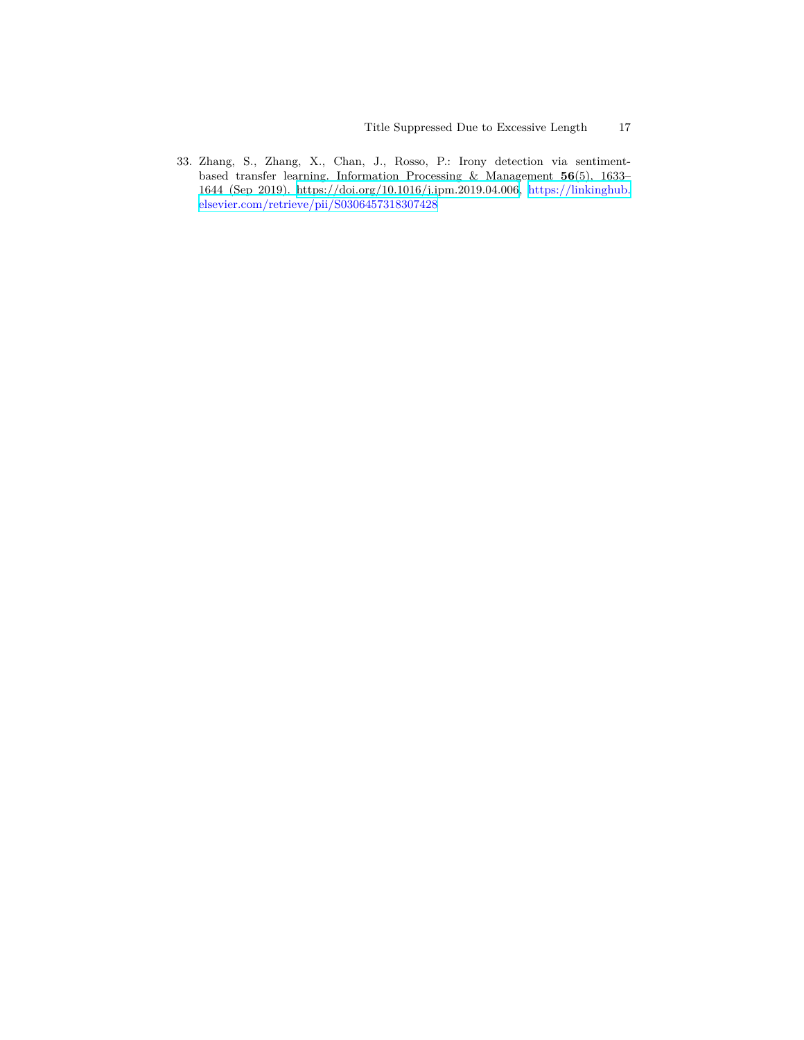33. Zhang, S., Zhang, X., Chan, J., Rosso, P.: Irony detection via sentiment-based transfer learning. Information Processing & Management **56**(5), 1633–1644 (Sep 2019). https://doi.org/10.1016/j.ipm.2019.04.006, https://linkinghub.elsevier.com/retrieve/pii/S0306457318307428